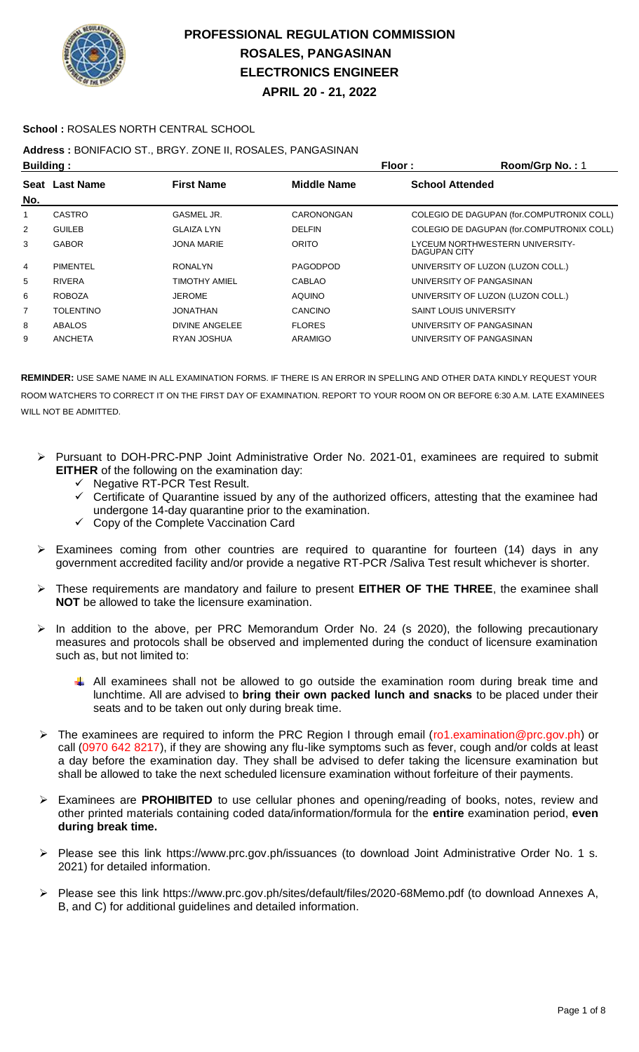# PROFESSIONAL REGULATION COMMISSION
## ROSALES, PANGASINAN
## ELECTRONICS ENGINEER
## APRIL 20 - 21, 2022

**School :** ROSALES NORTH CENTRAL SCHOOL

**Address :** BONIFACIO ST., BRGY. ZONE II, ROSALES, PANGASINAN

**Building :** **Floor :** **Room/Grp No. :** 1

| Seat No. | Last Name | First Name | Middle Name | School Attended |
|---|---|---|---|---|
| 1 | CASTRO | GASMEL JR. | CARONONGAN | COLEGIO DE DAGUPAN (for.COMPUTRONIX COLL) |
| 2 | GUILEB | GLAIZA LYN | DELFIN | COLEGIO DE DAGUPAN (for.COMPUTRONIX COLL) |
| 3 | GABOR | JONA MARIE | ORITO | LYCEUM NORTHWESTERN UNIVERSITY-DAGUPAN CITY |
| 4 | PIMENTEL | RONALYN | PAGODPOD | UNIVERSITY OF LUZON (LUZON COLL.) |
| 5 | RIVERA | TIMOTHY AMIEL | CABLAO | UNIVERSITY OF PANGASINAN |
| 6 | ROBOZA | JEROME | AQUINO | UNIVERSITY OF LUZON (LUZON COLL.) |
| 7 | TOLENTINO | JONATHAN | CANCINO | SAINT LOUIS UNIVERSITY |
| 8 | ABALOS | DIVINE ANGELEE | FLORES | UNIVERSITY OF PANGASINAN |
| 9 | ANCHETA | RYAN JOSHUA | ARAMIGO | UNIVERSITY OF PANGASINAN |

**REMINDER:** USE SAME NAME IN ALL EXAMINATION FORMS. IF THERE IS AN ERROR IN SPELLING AND OTHER DATA KINDLY REQUEST YOUR ROOM WATCHERS TO CORRECT IT ON THE FIRST DAY OF EXAMINATION. REPORT TO YOUR ROOM ON OR BEFORE 6:30 A.M. LATE EXAMINEES WILL NOT BE ADMITTED.

- Pursuant to DOH-PRC-PNP Joint Administrative Order No. 2021-01, examinees are required to submit **EITHER** of the following on the examination day:
  - ✓ Negative RT-PCR Test Result.
  - ✓ Certificate of Quarantine issued by any of the authorized officers, attesting that the examinee had undergone 14-day quarantine prior to the examination.
  - ✓ Copy of the Complete Vaccination Card
- Examinees coming from other countries are required to quarantine for fourteen (14) days in any government accredited facility and/or provide a negative RT-PCR /Saliva Test result whichever is shorter.
- These requirements are mandatory and failure to present **EITHER OF THE THREE**, the examinee shall **NOT** be allowed to take the licensure examination.
- In addition to the above, per PRC Memorandum Order No. 24 (s 2020), the following precautionary measures and protocols shall be observed and implemented during the conduct of licensure examination such as, but not limited to:
  - All examinees shall not be allowed to go outside the examination room during break time and lunchtime. All are advised to **bring their own packed lunch and snacks** to be placed under their seats and to be taken out only during break time.
- The examinees are required to inform the PRC Region I through email (ro1.examination@prc.gov.ph) or call (0970 642 8217), if they are showing any flu-like symptoms such as fever, cough and/or colds at least a day before the examination day. They shall be advised to defer taking the licensure examination but shall be allowed to take the next scheduled licensure examination without forfeiture of their payments.
- Examinees are **PROHIBITED** to use cellular phones and opening/reading of books, notes, review and other printed materials containing coded data/information/formula for the **entire** examination period, **even during break time.**
- Please see this link https://www.prc.gov.ph/issuances (to download Joint Administrative Order No. 1 s. 2021) for detailed information.
- Please see this link https://www.prc.gov.ph/sites/default/files/2020-68Memo.pdf (to download Annexes A, B, and C) for additional guidelines and detailed information.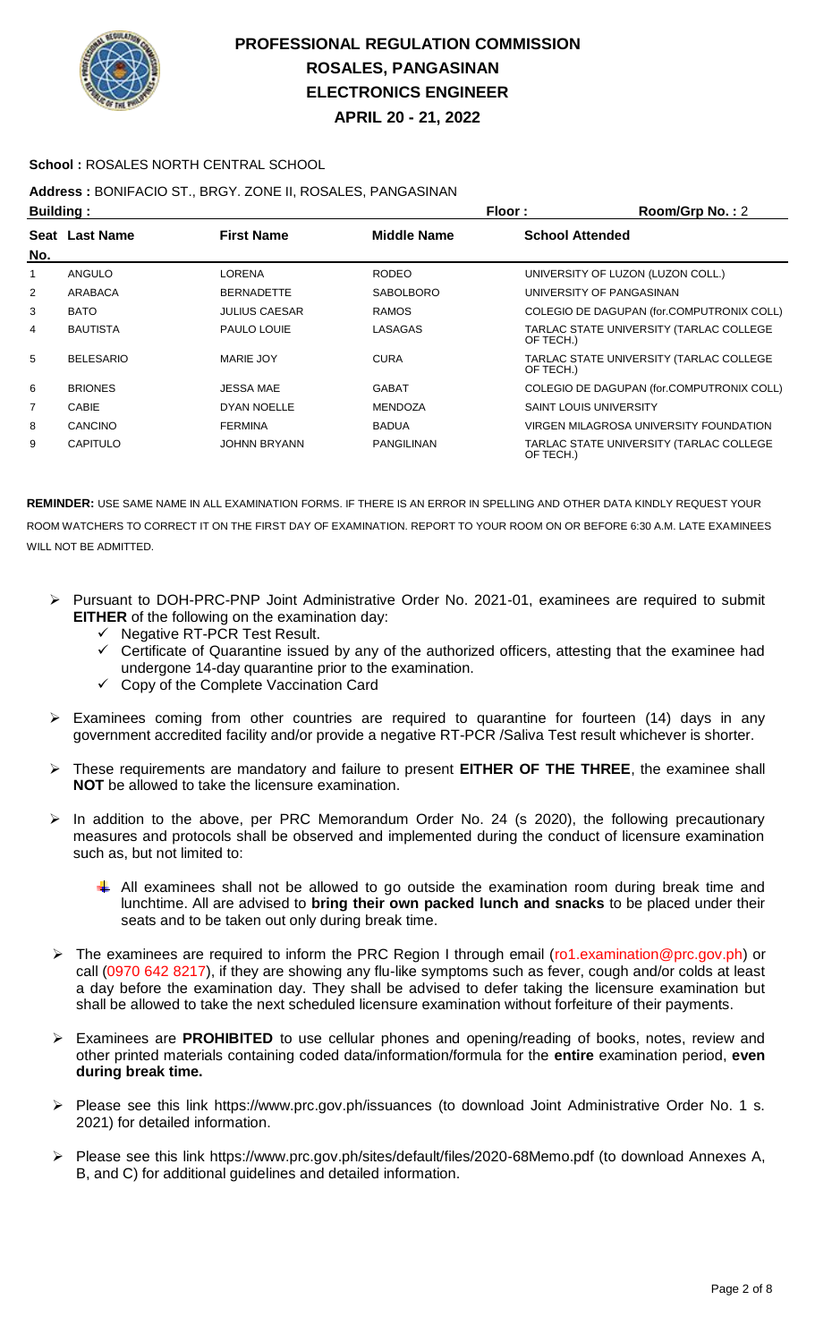# PROFESSIONAL REGULATION COMMISSION
## ROSALES, PANGASINAN
## ELECTRONICS ENGINEER
## APRIL 20 - 21, 2022

**School :** ROSALES NORTH CENTRAL SCHOOL

**Address :** BONIFACIO ST., BRGY. ZONE II, ROSALES, PANGASINAN

**Building :** **Floor :** **Room/Grp No. :** 2

| Seat No. | Last Name | First Name | Middle Name | School Attended |
|---|---|---|---|---|
| 1 | ANGULO | LORENA | RODEO | UNIVERSITY OF LUZON (LUZON COLL.) |
| 2 | ARABACA | BERNADETTE | SABOLBORO | UNIVERSITY OF PANGASINAN |
| 3 | BATO | JULIUS CAESAR | RAMOS | COLEGIO DE DAGUPAN (for.COMPUTRONIX COLL) |
| 4 | BAUTISTA | PAULO LOUIE | LASAGAS | TARLAC STATE UNIVERSITY (TARLAC COLLEGE OF TECH.) |
| 5 | BELESARIO | MARIE JOY | CURA | TARLAC STATE UNIVERSITY (TARLAC COLLEGE OF TECH.) |
| 6 | BRIONES | JESSA MAE | GABAT | COLEGIO DE DAGUPAN (for.COMPUTRONIX COLL) |
| 7 | CABIE | DYAN NOELLE | MENDOZA | SAINT LOUIS UNIVERSITY |
| 8 | CANCINO | FERMINA | BADUA | VIRGEN MILAGROSA UNIVERSITY FOUNDATION |
| 9 | CAPITULO | JOHNN BRYANN | PANGILINAN | TARLAC STATE UNIVERSITY (TARLAC COLLEGE OF TECH.) |

**REMINDER:** USE SAME NAME IN ALL EXAMINATION FORMS. IF THERE IS AN ERROR IN SPELLING AND OTHER DATA KINDLY REQUEST YOUR ROOM WATCHERS TO CORRECT IT ON THE FIRST DAY OF EXAMINATION. REPORT TO YOUR ROOM ON OR BEFORE 6:30 A.M. LATE EXAMINEES WILL NOT BE ADMITTED.

- Pursuant to DOH-PRC-PNP Joint Administrative Order No. 2021-01, examinees are required to submit **EITHER** of the following on the examination day:
  - ✓ Negative RT-PCR Test Result.
  - ✓ Certificate of Quarantine issued by any of the authorized officers, attesting that the examinee had undergone 14-day quarantine prior to the examination.
  - ✓ Copy of the Complete Vaccination Card
- Examinees coming from other countries are required to quarantine for fourteen (14) days in any government accredited facility and/or provide a negative RT-PCR /Saliva Test result whichever is shorter.
- These requirements are mandatory and failure to present **EITHER OF THE THREE**, the examinee shall **NOT** be allowed to take the licensure examination.
- In addition to the above, per PRC Memorandum Order No. 24 (s 2020), the following precautionary measures and protocols shall be observed and implemented during the conduct of licensure examination such as, but not limited to:
  - All examinees shall not be allowed to go outside the examination room during break time and lunchtime. All are advised to **bring their own packed lunch and snacks** to be placed under their seats and to be taken out only during break time.
- The examinees are required to inform the PRC Region I through email (ro1.examination@prc.gov.ph) or call (0970 642 8217), if they are showing any flu-like symptoms such as fever, cough and/or colds at least a day before the examination day. They shall be advised to defer taking the licensure examination but shall be allowed to take the next scheduled licensure examination without forfeiture of their payments.
- Examinees are **PROHIBITED** to use cellular phones and opening/reading of books, notes, review and other printed materials containing coded data/information/formula for the **entire** examination period, **even during break time.**
- Please see this link https://www.prc.gov.ph/issuances (to download Joint Administrative Order No. 1 s. 2021) for detailed information.
- Please see this link https://www.prc.gov.ph/sites/default/files/2020-68Memo.pdf (to download Annexes A, B, and C) for additional guidelines and detailed information.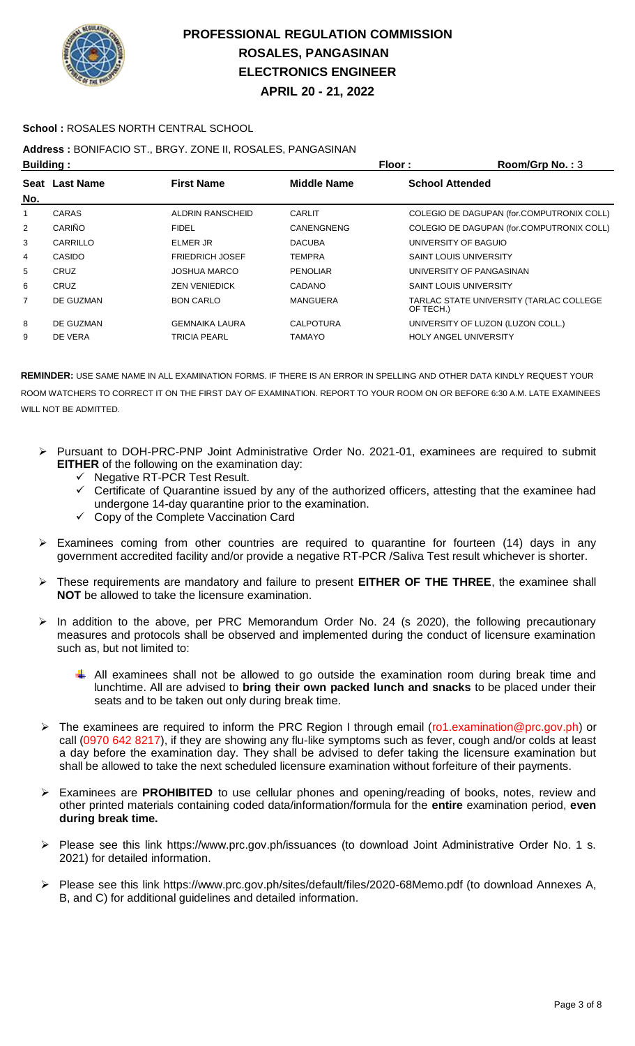# PROFESSIONAL REGULATION COMMISSION
## ROSALES, PANGASINAN
## ELECTRONICS ENGINEER
## APRIL 20 - 21, 2022

**School :** ROSALES NORTH CENTRAL SCHOOL

**Address :** BONIFACIO ST., BRGY. ZONE II, ROSALES, PANGASINAN

**Building :** **Floor :** **Room/Grp No. :** 3

| Seat No. | Last Name | First Name | Middle Name | School Attended |
|---|---|---|---|---|
| 1 | CARAS | ALDRIN RANSCHEID | CARLIT | COLEGIO DE DAGUPAN (for.COMPUTRONIX COLL) |
| 2 | CARIÑO | FIDEL | CANENGNENG | COLEGIO DE DAGUPAN (for.COMPUTRONIX COLL) |
| 3 | CARRILLO | ELMER JR | DACUBA | UNIVERSITY OF BAGUIO |
| 4 | CASIDO | FRIEDRICH JOSEF | TEMPRA | SAINT LOUIS UNIVERSITY |
| 5 | CRUZ | JOSHUA MARCO | PENOLIAR | UNIVERSITY OF PANGASINAN |
| 6 | CRUZ | ZEN VENIEDICK | CADANO | SAINT LOUIS UNIVERSITY |
| 7 | DE GUZMAN | BON CARLO | MANGUERA | TARLAC STATE UNIVERSITY (TARLAC COLLEGE OF TECH.) |
| 8 | DE GUZMAN | GEMNAIKA LAURA | CALPOTURA | UNIVERSITY OF LUZON (LUZON COLL.) |
| 9 | DE VERA | TRICIA PEARL | TAMAYO | HOLY ANGEL UNIVERSITY |

**REMINDER:** USE SAME NAME IN ALL EXAMINATION FORMS. IF THERE IS AN ERROR IN SPELLING AND OTHER DATA KINDLY REQUEST YOUR ROOM WATCHERS TO CORRECT IT ON THE FIRST DAY OF EXAMINATION. REPORT TO YOUR ROOM ON OR BEFORE 6:30 A.M. LATE EXAMINEES WILL NOT BE ADMITTED.

- Pursuant to DOH-PRC-PNP Joint Administrative Order No. 2021-01, examinees are required to submit **EITHER** of the following on the examination day:
  - ✓ Negative RT-PCR Test Result.
  - ✓ Certificate of Quarantine issued by any of the authorized officers, attesting that the examinee had undergone 14-day quarantine prior to the examination.
  - ✓ Copy of the Complete Vaccination Card
- Examinees coming from other countries are required to quarantine for fourteen (14) days in any government accredited facility and/or provide a negative RT-PCR /Saliva Test result whichever is shorter.
- These requirements are mandatory and failure to present **EITHER OF THE THREE**, the examinee shall **NOT** be allowed to take the licensure examination.
- In addition to the above, per PRC Memorandum Order No. 24 (s 2020), the following precautionary measures and protocols shall be observed and implemented during the conduct of licensure examination such as, but not limited to:
  - All examinees shall not be allowed to go outside the examination room during break time and lunchtime. All are advised to **bring their own packed lunch and snacks** to be placed under their seats and to be taken out only during break time.
- The examinees are required to inform the PRC Region I through email (ro1.examination@prc.gov.ph) or call (0970 642 8217), if they are showing any flu-like symptoms such as fever, cough and/or colds at least a day before the examination day. They shall be advised to defer taking the licensure examination but shall be allowed to take the next scheduled licensure examination without forfeiture of their payments.
- Examinees are **PROHIBITED** to use cellular phones and opening/reading of books, notes, review and other printed materials containing coded data/information/formula for the **entire** examination period, **even during break time.**
- Please see this link https://www.prc.gov.ph/issuances (to download Joint Administrative Order No. 1 s. 2021) for detailed information.
- Please see this link https://www.prc.gov.ph/sites/default/files/2020-68Memo.pdf (to download Annexes A, B, and C) for additional guidelines and detailed information.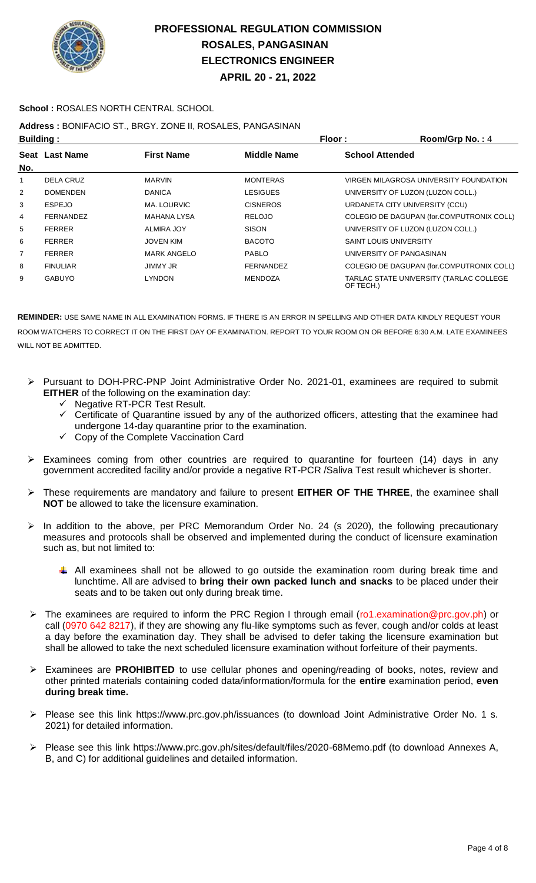# PROFESSIONAL REGULATION COMMISSION
## ROSALES, PANGASINAN
## ELECTRONICS ENGINEER
## APRIL 20 - 21, 2022

**School :** ROSALES NORTH CENTRAL SCHOOL

**Address :** BONIFACIO ST., BRGY. ZONE II, ROSALES, PANGASINAN

**Building :** **Floor :** **Room/Grp No. :** 4

| Seat No. | Last Name | First Name | Middle Name | School Attended |
|---|---|---|---|---|
| 1 | DELA CRUZ | MARVIN | MONTERAS | VIRGEN MILAGROSA UNIVERSITY FOUNDATION |
| 2 | DOMENDEN | DANICA | LESIGUES | UNIVERSITY OF LUZON (LUZON COLL.) |
| 3 | ESPEJO | MA. LOURVIC | CISNEROS | URDANETA CITY UNIVERSITY (CCU) |
| 4 | FERNANDEZ | MAHANA LYSA | RELOJO | COLEGIO DE DAGUPAN (for.COMPUTRONIX COLL) |
| 5 | FERRER | ALMIRA JOY | SISON | UNIVERSITY OF LUZON (LUZON COLL.) |
| 6 | FERRER | JOVEN KIM | BACOTO | SAINT LOUIS UNIVERSITY |
| 7 | FERRER | MARK ANGELO | PABLO | UNIVERSITY OF PANGASINAN |
| 8 | FINULIAR | JIMMY JR | FERNANDEZ | COLEGIO DE DAGUPAN (for.COMPUTRONIX COLL) |
| 9 | GABUYO | LYNDON | MENDOZA | TARLAC STATE UNIVERSITY (TARLAC COLLEGE OF TECH.) |

**REMINDER:** USE SAME NAME IN ALL EXAMINATION FORMS. IF THERE IS AN ERROR IN SPELLING AND OTHER DATA KINDLY REQUEST YOUR ROOM WATCHERS TO CORRECT IT ON THE FIRST DAY OF EXAMINATION. REPORT TO YOUR ROOM ON OR BEFORE 6:30 A.M. LATE EXAMINEES WILL NOT BE ADMITTED.

- Pursuant to DOH-PRC-PNP Joint Administrative Order No. 2021-01, examinees are required to submit **EITHER** of the following on the examination day:
  - Negative RT-PCR Test Result.
  - Certificate of Quarantine issued by any of the authorized officers, attesting that the examinee had undergone 14-day quarantine prior to the examination.
  - Copy of the Complete Vaccination Card
- Examinees coming from other countries are required to quarantine for fourteen (14) days in any government accredited facility and/or provide a negative RT-PCR /Saliva Test result whichever is shorter.
- These requirements are mandatory and failure to present **EITHER OF THE THREE**, the examinee shall **NOT** be allowed to take the licensure examination.
- In addition to the above, per PRC Memorandum Order No. 24 (s 2020), the following precautionary measures and protocols shall be observed and implemented during the conduct of licensure examination such as, but not limited to:
  - All examinees shall not be allowed to go outside the examination room during break time and lunchtime. All are advised to **bring their own packed lunch and snacks** to be placed under their seats and to be taken out only during break time.
- The examinees are required to inform the PRC Region I through email (ro1.examination@prc.gov.ph) or call (0970 642 8217), if they are showing any flu-like symptoms such as fever, cough and/or colds at least a day before the examination day. They shall be advised to defer taking the licensure examination but shall be allowed to take the next scheduled licensure examination without forfeiture of their payments.
- Examinees are **PROHIBITED** to use cellular phones and opening/reading of books, notes, review and other printed materials containing coded data/information/formula for the **entire** examination period, **even during break time.**
- Please see this link https://www.prc.gov.ph/issuances (to download Joint Administrative Order No. 1 s. 2021) for detailed information.
- Please see this link https://www.prc.gov.ph/sites/default/files/2020-68Memo.pdf (to download Annexes A, B, and C) for additional guidelines and detailed information.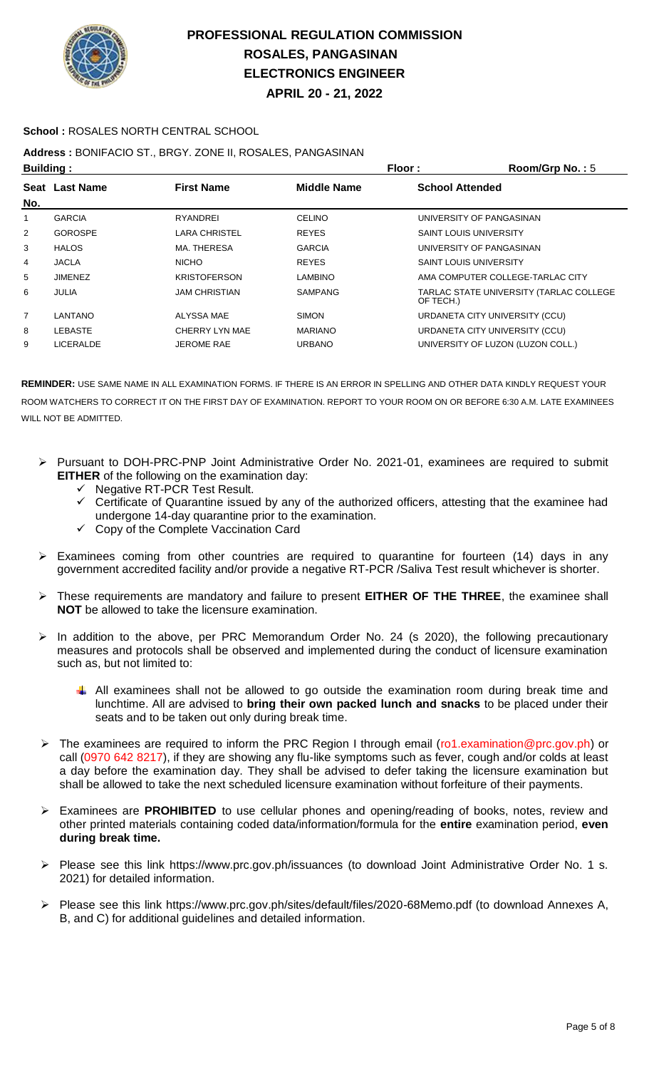# PROFESSIONAL REGULATION COMMISSION
## ROSALES, PANGASINAN
## ELECTRONICS ENGINEER
## APRIL 20 - 21, 2022

**School :** ROSALES NORTH CENTRAL SCHOOL

**Address :** BONIFACIO ST., BRGY. ZONE II, ROSALES, PANGASINAN

**Building :** **Floor :** **Room/Grp No. :** 5

| Seat No. | Last Name | First Name | Middle Name | School Attended |
|---|---|---|---|---|
| 1 | GARCIA | RYANDREI | CELINO | UNIVERSITY OF PANGASINAN |
| 2 | GOROSPE | LARA CHRISTEL | REYES | SAINT LOUIS UNIVERSITY |
| 3 | HALOS | MA. THERESA | GARCIA | UNIVERSITY OF PANGASINAN |
| 4 | JACLA | NICHO | REYES | SAINT LOUIS UNIVERSITY |
| 5 | JIMENEZ | KRISTOFERSON | LAMBINO | AMA COMPUTER COLLEGE-TARLAC CITY |
| 6 | JULIA | JAM CHRISTIAN | SAMPANG | TARLAC STATE UNIVERSITY (TARLAC COLLEGE OF TECH.) |
| 7 | LANTANO | ALYSSA MAE | SIMON | URDANETA CITY UNIVERSITY (CCU) |
| 8 | LEBASTE | CHERRY LYN MAE | MARIANO | URDANETA CITY UNIVERSITY (CCU) |
| 9 | LICERALDE | JEROME RAE | URBANO | UNIVERSITY OF LUZON (LUZON COLL.) |

**REMINDER:** USE SAME NAME IN ALL EXAMINATION FORMS. IF THERE IS AN ERROR IN SPELLING AND OTHER DATA KINDLY REQUEST YOUR ROOM WATCHERS TO CORRECT IT ON THE FIRST DAY OF EXAMINATION. REPORT TO YOUR ROOM ON OR BEFORE 6:30 A.M. LATE EXAMINEES WILL NOT BE ADMITTED.

- Pursuant to DOH-PRC-PNP Joint Administrative Order No. 2021-01, examinees are required to submit **EITHER** of the following on the examination day:
  - ✓ Negative RT-PCR Test Result.
  - ✓ Certificate of Quarantine issued by any of the authorized officers, attesting that the examinee had undergone 14-day quarantine prior to the examination.
  - ✓ Copy of the Complete Vaccination Card
- Examinees coming from other countries are required to quarantine for fourteen (14) days in any government accredited facility and/or provide a negative RT-PCR /Saliva Test result whichever is shorter.
- These requirements are mandatory and failure to present **EITHER OF THE THREE**, the examinee shall **NOT** be allowed to take the licensure examination.
- In addition to the above, per PRC Memorandum Order No. 24 (s 2020), the following precautionary measures and protocols shall be observed and implemented during the conduct of licensure examination such as, but not limited to:
  - All examinees shall not be allowed to go outside the examination room during break time and lunchtime. All are advised to **bring their own packed lunch and snacks** to be placed under their seats and to be taken out only during break time.
- The examinees are required to inform the PRC Region I through email (ro1.examination@prc.gov.ph) or call (0970 642 8217), if they are showing any flu-like symptoms such as fever, cough and/or colds at least a day before the examination day. They shall be advised to defer taking the licensure examination but shall be allowed to take the next scheduled licensure examination without forfeiture of their payments.
- Examinees are **PROHIBITED** to use cellular phones and opening/reading of books, notes, review and other printed materials containing coded data/information/formula for the **entire** examination period, **even during break time.**
- Please see this link https://www.prc.gov.ph/issuances (to download Joint Administrative Order No. 1 s. 2021) for detailed information.
- Please see this link https://www.prc.gov.ph/sites/default/files/2020-68Memo.pdf (to download Annexes A, B, and C) for additional guidelines and detailed information.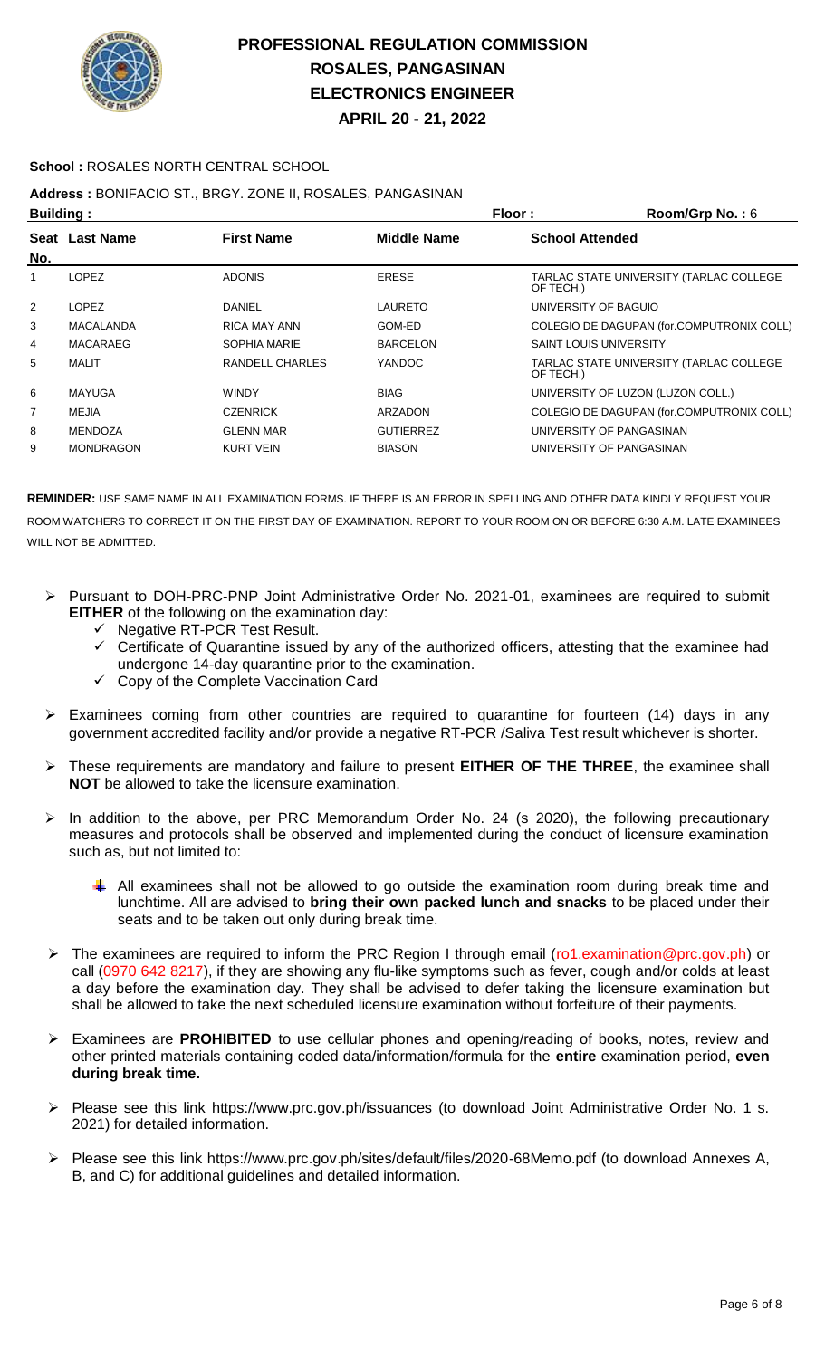# PROFESSIONAL REGULATION COMMISSION
## ROSALES, PANGASINAN
## ELECTRONICS ENGINEER
## APRIL 20 - 21, 2022

**School :** ROSALES NORTH CENTRAL SCHOOL

**Address :** BONIFACIO ST., BRGY. ZONE II, ROSALES, PANGASINAN

**Building :** **Floor :** **Room/Grp No. :** 6

| Seat No. | Last Name | First Name | Middle Name | School Attended |
|---|---|---|---|---|
| 1 | LOPEZ | ADONIS | ERESE | TARLAC STATE UNIVERSITY (TARLAC COLLEGE OF TECH.) |
| 2 | LOPEZ | DANIEL | LAURETO | UNIVERSITY OF BAGUIO |
| 3 | MACALANDA | RICA MAY ANN | GOM-ED | COLEGIO DE DAGUPAN (for.COMPUTRONIX COLL) |
| 4 | MACARAEG | SOPHIA MARIE | BARCELON | SAINT LOUIS UNIVERSITY |
| 5 | MALIT | RANDELL CHARLES | YANDOC | TARLAC STATE UNIVERSITY (TARLAC COLLEGE OF TECH.) |
| 6 | MAYUGA | WINDY | BIAG | UNIVERSITY OF LUZON (LUZON COLL.) |
| 7 | MEJIA | CZENRICK | ARZADON | COLEGIO DE DAGUPAN (for.COMPUTRONIX COLL) |
| 8 | MENDOZA | GLENN MAR | GUTIERREZ | UNIVERSITY OF PANGASINAN |
| 9 | MONDRAGON | KURT VEIN | BIASON | UNIVERSITY OF PANGASINAN |

**REMINDER:** USE SAME NAME IN ALL EXAMINATION FORMS. IF THERE IS AN ERROR IN SPELLING AND OTHER DATA KINDLY REQUEST YOUR ROOM WATCHERS TO CORRECT IT ON THE FIRST DAY OF EXAMINATION. REPORT TO YOUR ROOM ON OR BEFORE 6:30 A.M. LATE EXAMINEES WILL NOT BE ADMITTED.

- Pursuant to DOH-PRC-PNP Joint Administrative Order No. 2021-01, examinees are required to submit **EITHER** of the following on the examination day:
  - ✓ Negative RT-PCR Test Result.
  - ✓ Certificate of Quarantine issued by any of the authorized officers, attesting that the examinee had undergone 14-day quarantine prior to the examination.
  - ✓ Copy of the Complete Vaccination Card
- Examinees coming from other countries are required to quarantine for fourteen (14) days in any government accredited facility and/or provide a negative RT-PCR /Saliva Test result whichever is shorter.
- These requirements are mandatory and failure to present **EITHER OF THE THREE**, the examinee shall **NOT** be allowed to take the licensure examination.
- In addition to the above, per PRC Memorandum Order No. 24 (s 2020), the following precautionary measures and protocols shall be observed and implemented during the conduct of licensure examination such as, but not limited to:
  - All examinees shall not be allowed to go outside the examination room during break time and lunchtime. All are advised to **bring their own packed lunch and snacks** to be placed under their seats and to be taken out only during break time.
- The examinees are required to inform the PRC Region I through email (ro1.examination@prc.gov.ph) or call (0970 642 8217), if they are showing any flu-like symptoms such as fever, cough and/or colds at least a day before the examination day. They shall be advised to defer taking the licensure examination but shall be allowed to take the next scheduled licensure examination without forfeiture of their payments.
- Examinees are **PROHIBITED** to use cellular phones and opening/reading of books, notes, review and other printed materials containing coded data/information/formula for the **entire** examination period, **even during break time.**
- Please see this link https://www.prc.gov.ph/issuances (to download Joint Administrative Order No. 1 s. 2021) for detailed information.
- Please see this link https://www.prc.gov.ph/sites/default/files/2020-68Memo.pdf (to download Annexes A, B, and C) for additional guidelines and detailed information.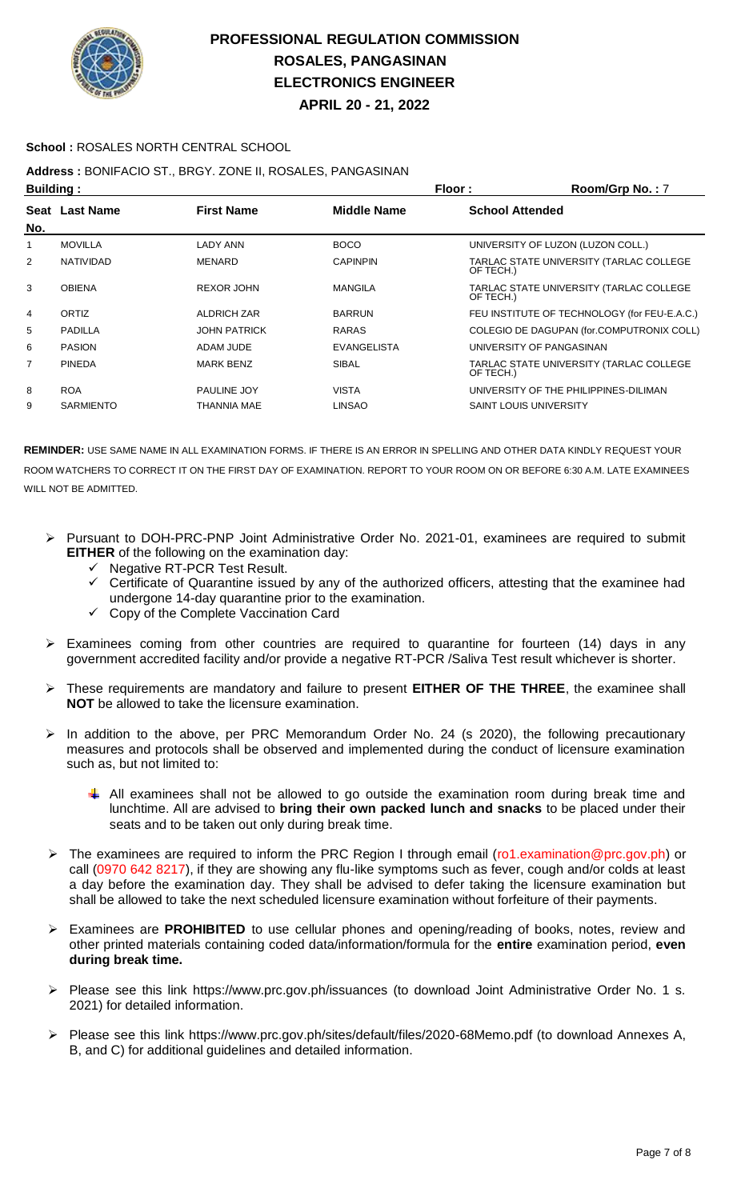# PROFESSIONAL REGULATION COMMISSION
# ROSALES, PANGASINAN
# ELECTRONICS ENGINEER
# APRIL 20 - 21, 2022

**School :** ROSALES NORTH CENTRAL SCHOOL

**Address :** BONIFACIO ST., BRGY. ZONE II, ROSALES, PANGASINAN

**Building :** **Floor :** **Room/Grp No. :** 7

| Seat No. | Last Name | First Name | Middle Name | School Attended |
|---|---|---|---|---|
| 1 | MOVILLA | LADY ANN | BOCO | UNIVERSITY OF LUZON (LUZON COLL.) |
| 2 | NATIVIDAD | MENARD | CAPINPIN | TARLAC STATE UNIVERSITY (TARLAC COLLEGE OF TECH.) |
| 3 | OBIENA | REXOR JOHN | MANGILA | TARLAC STATE UNIVERSITY (TARLAC COLLEGE OF TECH.) |
| 4 | ORTIZ | ALDRICH ZAR | BARRUN | FEU INSTITUTE OF TECHNOLOGY (for FEU-E.A.C.) |
| 5 | PADILLA | JOHN PATRICK | RARAS | COLEGIO DE DAGUPAN (for.COMPUTRONIX COLL) |
| 6 | PASION | ADAM JUDE | EVANGELISTA | UNIVERSITY OF PANGASINAN |
| 7 | PINEDA | MARK BENZ | SIBAL | TARLAC STATE UNIVERSITY (TARLAC COLLEGE OF TECH.) |
| 8 | ROA | PAULINE JOY | VISTA | UNIVERSITY OF THE PHILIPPINES-DILIMAN |
| 9 | SARMIENTO | THANNIA MAE | LINSAO | SAINT LOUIS UNIVERSITY |

**REMINDER:** USE SAME NAME IN ALL EXAMINATION FORMS. IF THERE IS AN ERROR IN SPELLING AND OTHER DATA KINDLY REQUEST YOUR ROOM WATCHERS TO CORRECT IT ON THE FIRST DAY OF EXAMINATION. REPORT TO YOUR ROOM ON OR BEFORE 6:30 A.M. LATE EXAMINEES WILL NOT BE ADMITTED.

- Pursuant to DOH-PRC-PNP Joint Administrative Order No. 2021-01, examinees are required to submit **EITHER** of the following on the examination day:
  - ✓ Negative RT-PCR Test Result.
  - ✓ Certificate of Quarantine issued by any of the authorized officers, attesting that the examinee had undergone 14-day quarantine prior to the examination.
  - ✓ Copy of the Complete Vaccination Card
- Examinees coming from other countries are required to quarantine for fourteen (14) days in any government accredited facility and/or provide a negative RT-PCR /Saliva Test result whichever is shorter.
- These requirements are mandatory and failure to present **EITHER OF THE THREE**, the examinee shall **NOT** be allowed to take the licensure examination.
- In addition to the above, per PRC Memorandum Order No. 24 (s 2020), the following precautionary measures and protocols shall be observed and implemented during the conduct of licensure examination such as, but not limited to:
  - All examinees shall not be allowed to go outside the examination room during break time and lunchtime. All are advised to **bring their own packed lunch and snacks** to be placed under their seats and to be taken out only during break time.
- The examinees are required to inform the PRC Region I through email (ro1.examination@prc.gov.ph) or call (0970 642 8217), if they are showing any flu-like symptoms such as fever, cough and/or colds at least a day before the examination day. They shall be advised to defer taking the licensure examination but shall be allowed to take the next scheduled licensure examination without forfeiture of their payments.
- Examinees are **PROHIBITED** to use cellular phones and opening/reading of books, notes, review and other printed materials containing coded data/information/formula for the **entire** examination period, **even during break time.**
- Please see this link https://www.prc.gov.ph/issuances (to download Joint Administrative Order No. 1 s. 2021) for detailed information.
- Please see this link https://www.prc.gov.ph/sites/default/files/2020-68Memo.pdf (to download Annexes A, B, and C) for additional guidelines and detailed information.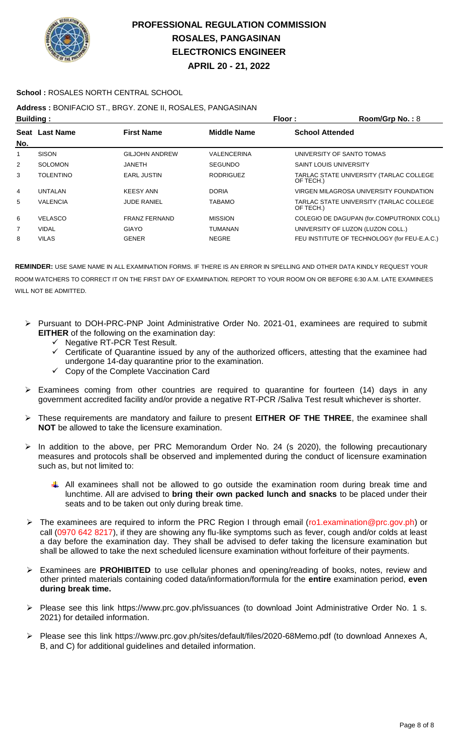# PROFESSIONAL REGULATION COMMISSION
## ROSALES, PANGASINAN
## ELECTRONICS ENGINEER
## APRIL 20 - 21, 2022

**School :** ROSALES NORTH CENTRAL SCHOOL

**Address :** BONIFACIO ST., BRGY. ZONE II, ROSALES, PANGASINAN

**Building :** **Floor :** **Room/Grp No. :** 8

| Seat No. | Last Name | First Name | Middle Name | School Attended |
|---|---|---|---|---|
| 1 | SISON | GILJOHN ANDREW | VALENCERINA | UNIVERSITY OF SANTO TOMAS |
| 2 | SOLOMON | JANETH | SEGUNDO | SAINT LOUIS UNIVERSITY |
| 3 | TOLENTINO | EARL JUSTIN | RODRIGUEZ | TARLAC STATE UNIVERSITY (TARLAC COLLEGE OF TECH.) |
| 4 | UNTALAN | KEESY ANN | DORIA | VIRGEN MILAGROSA UNIVERSITY FOUNDATION |
| 5 | VALENCIA | JUDE RANIEL | TABAMO | TARLAC STATE UNIVERSITY (TARLAC COLLEGE OF TECH.) |
| 6 | VELASCO | FRANZ FERNAND | MISSION | COLEGIO DE DAGUPAN (for.COMPUTRONIX COLL) |
| 7 | VIDAL | GIAYO | TUMANAN | UNIVERSITY OF LUZON (LUZON COLL.) |
| 8 | VILAS | GENER | NEGRE | FEU INSTITUTE OF TECHNOLOGY (for FEU-E.A.C.) |

**REMINDER:** USE SAME NAME IN ALL EXAMINATION FORMS. IF THERE IS AN ERROR IN SPELLING AND OTHER DATA KINDLY REQUEST YOUR ROOM WATCHERS TO CORRECT IT ON THE FIRST DAY OF EXAMINATION. REPORT TO YOUR ROOM ON OR BEFORE 6:30 A.M. LATE EXAMINEES WILL NOT BE ADMITTED.

- Pursuant to DOH-PRC-PNP Joint Administrative Order No. 2021-01, examinees are required to submit **EITHER** of the following on the examination day:
  - ✓ Negative RT-PCR Test Result.
  - ✓ Certificate of Quarantine issued by any of the authorized officers, attesting that the examinee had undergone 14-day quarantine prior to the examination.
  - ✓ Copy of the Complete Vaccination Card
- Examinees coming from other countries are required to quarantine for fourteen (14) days in any government accredited facility and/or provide a negative RT-PCR /Saliva Test result whichever is shorter.
- These requirements are mandatory and failure to present **EITHER OF THE THREE**, the examinee shall **NOT** be allowed to take the licensure examination.
- In addition to the above, per PRC Memorandum Order No. 24 (s 2020), the following precautionary measures and protocols shall be observed and implemented during the conduct of licensure examination such as, but not limited to:
  - All examinees shall not be allowed to go outside the examination room during break time and lunchtime. All are advised to **bring their own packed lunch and snacks** to be placed under their seats and to be taken out only during break time.
- The examinees are required to inform the PRC Region I through email (ro1.examination@prc.gov.ph) or call (0970 642 8217), if they are showing any flu-like symptoms such as fever, cough and/or colds at least a day before the examination day. They shall be advised to defer taking the licensure examination but shall be allowed to take the next scheduled licensure examination without forfeiture of their payments.
- Examinees are **PROHIBITED** to use cellular phones and opening/reading of books, notes, review and other printed materials containing coded data/information/formula for the **entire** examination period, **even during break time.**
- Please see this link https://www.prc.gov.ph/issuances (to download Joint Administrative Order No. 1 s. 2021) for detailed information.
- Please see this link https://www.prc.gov.ph/sites/default/files/2020-68Memo.pdf (to download Annexes A, B, and C) for additional guidelines and detailed information.